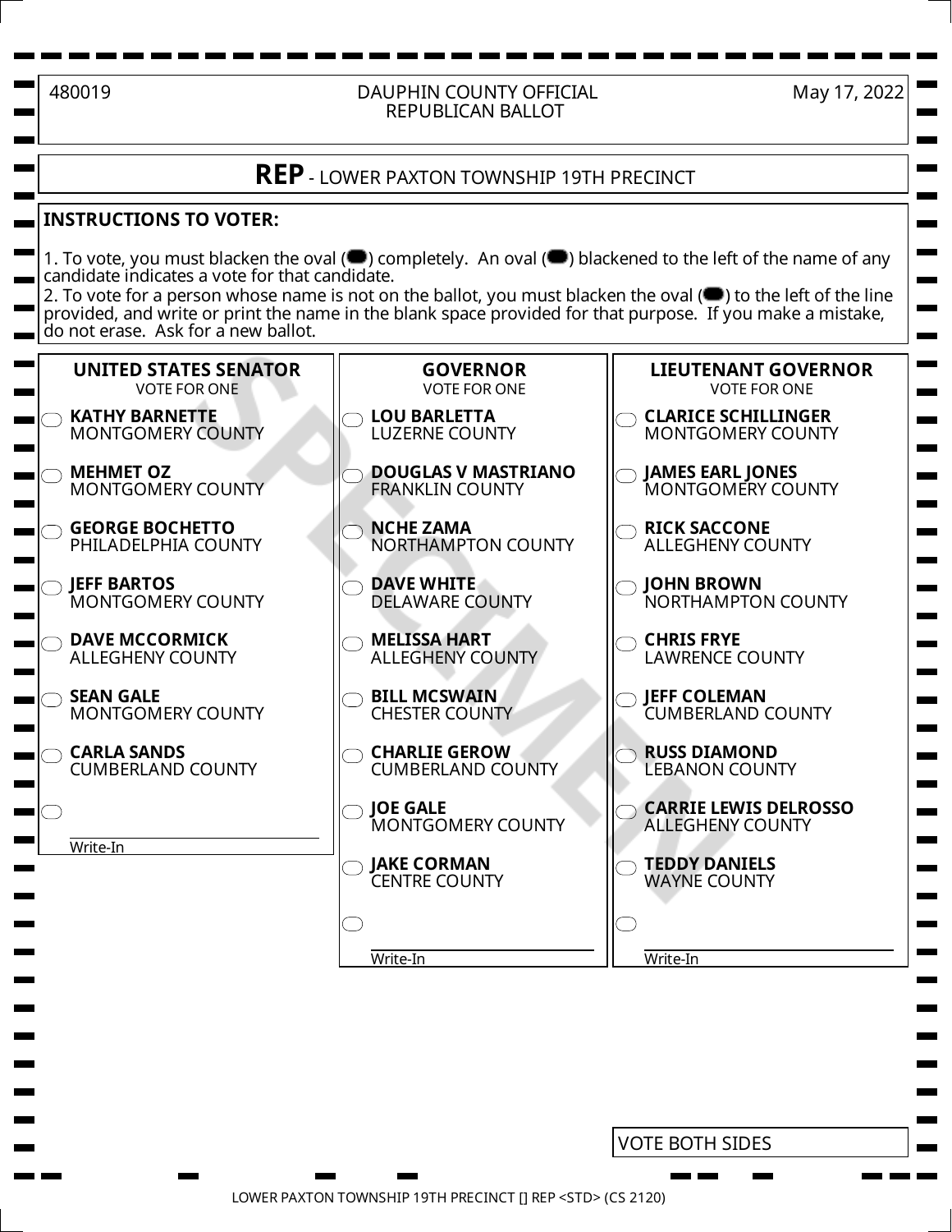480019

DAUPHIN COUNTY OFFICIAL
REPUBLICAN BALLOT

May 17, 2022

# REP - LOWER PAXTON TOWNSHIP 19TH PRECINCT

**INSTRUCTIONS TO VOTER:**

1. To vote, you must blacken the oval (⬬) completely. An oval (⬬) blackened to the left of the name of any candidate indicates a vote for that candidate.
2. To vote for a person whose name is not on the ballot, you must blacken the oval (⬬) to the left of the line provided, and write or print the name in the blank space provided for that purpose. If you make a mistake, do not erase. Ask for a new ballot.

## UNITED STATES SENATOR
VOTE FOR ONE

- **KATHY BARNETTE** MONTGOMERY COUNTY
- **MEHMET OZ** MONTGOMERY COUNTY
- **GEORGE BOCHETTO** PHILADELPHIA COUNTY
- **JEFF BARTOS** MONTGOMERY COUNTY
- **DAVE MCCORMICK** ALLEGHENY COUNTY
- **SEAN GALE** MONTGOMERY COUNTY
- **CARLA SANDS** CUMBERLAND COUNTY
- Write-In

## GOVERNOR
VOTE FOR ONE

- **LOU BARLETTA** LUZERNE COUNTY
- **DOUGLAS V MASTRIANO** FRANKLIN COUNTY
- **NCHE ZAMA** NORTHAMPTON COUNTY
- **DAVE WHITE** DELAWARE COUNTY
- **MELISSA HART** ALLEGHENY COUNTY
- **BILL MCSWAIN** CHESTER COUNTY
- **CHARLIE GEROW** CUMBERLAND COUNTY
- **JOE GALE** MONTGOMERY COUNTY
- **JAKE CORMAN** CENTRE COUNTY
- Write-In

## LIEUTENANT GOVERNOR
VOTE FOR ONE

- **CLARICE SCHILLINGER** MONTGOMERY COUNTY
- **JAMES EARL JONES** MONTGOMERY COUNTY
- **RICK SACCONE** ALLEGHENY COUNTY
- **JOHN BROWN** NORTHAMPTON COUNTY
- **CHRIS FRYE** LAWRENCE COUNTY
- **JEFF COLEMAN** CUMBERLAND COUNTY
- **RUSS DIAMOND** LEBANON COUNTY
- **CARRIE LEWIS DELROSSO** ALLEGHENY COUNTY
- **TEDDY DANIELS** WAYNE COUNTY
- Write-In

VOTE BOTH SIDES

LOWER PAXTON TOWNSHIP 19TH PRECINCT [] REP <STD> (CS 2120)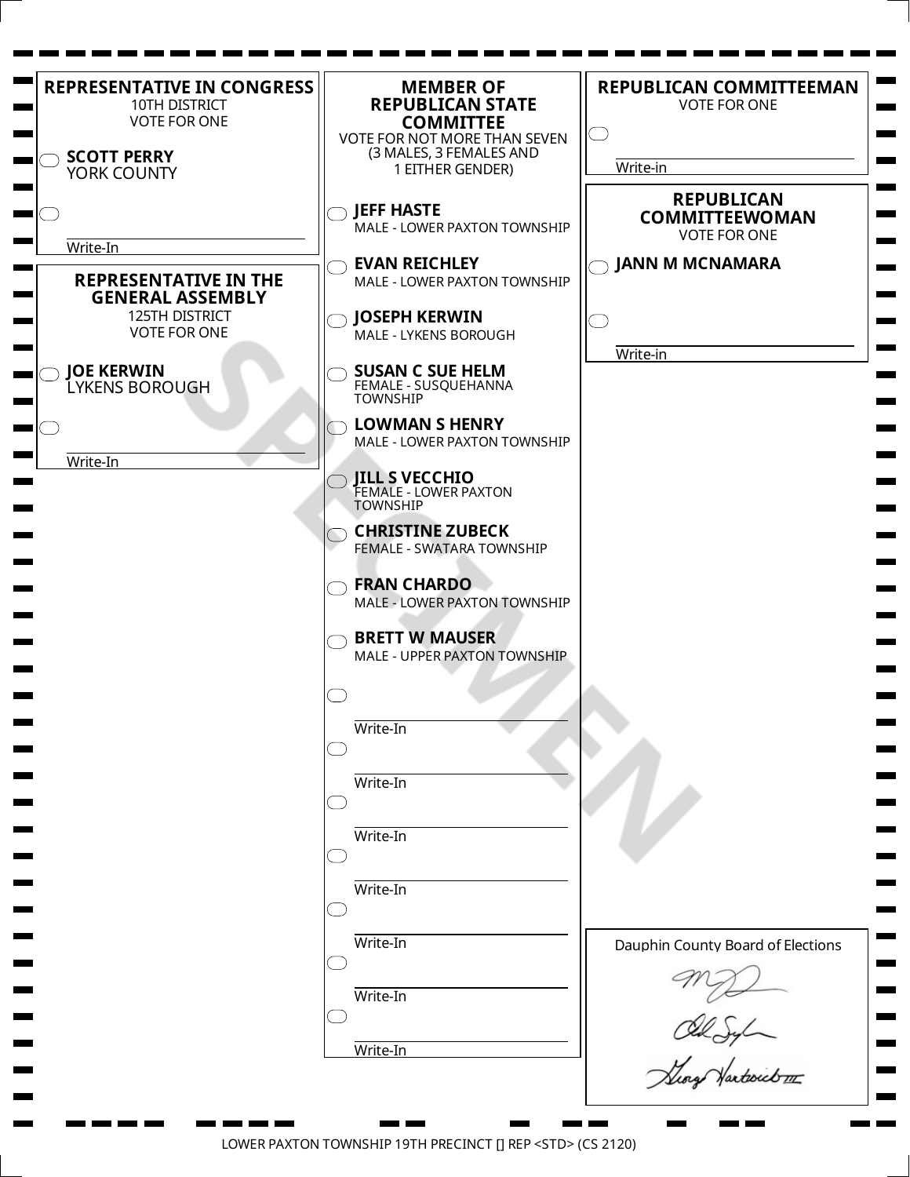## REPRESENTATIVE IN CONGRESS
10TH DISTRICT
VOTE FOR ONE

- **SCOTT PERRY**
  YORK COUNTY
- Write-In

## REPRESENTATIVE IN THE GENERAL ASSEMBLY
125TH DISTRICT
VOTE FOR ONE

- **JOE KERWIN**
  LYKENS BOROUGH
- Write-In

## MEMBER OF REPUBLICAN STATE COMMITTEE
VOTE FOR NOT MORE THAN SEVEN
(3 MALES, 3 FEMALES AND 1 EITHER GENDER)

- **JEFF HASTE**
  MALE - LOWER PAXTON TOWNSHIP
- **EVAN REICHLEY**
  MALE - LOWER PAXTON TOWNSHIP
- **JOSEPH KERWIN**
  MALE - LYKENS BOROUGH
- **SUSAN C SUE HELM**
  FEMALE - SUSQUEHANNA TOWNSHIP
- **LOWMAN S HENRY**
  MALE - LOWER PAXTON TOWNSHIP
- **JILL S VECCHIO**
  FEMALE - LOWER PAXTON TOWNSHIP
- **CHRISTINE ZUBECK**
  FEMALE - SWATARA TOWNSHIP
- **FRAN CHARDO**
  MALE - LOWER PAXTON TOWNSHIP
- **BRETT W MAUSER**
  MALE - UPPER PAXTON TOWNSHIP
- Write-In
- Write-In
- Write-In
- Write-In
- Write-In
- Write-In
- Write-In

## REPUBLICAN COMMITTEEMAN
VOTE FOR ONE

- Write-in

## REPUBLICAN COMMITTEEWOMAN
VOTE FOR ONE

- **JANN M MCNAMARA**
- Write-in

Dauphin County Board of Elections

SPECIMEN

LOWER PAXTON TOWNSHIP 19TH PRECINCT [] REP <STD> (CS 2120)